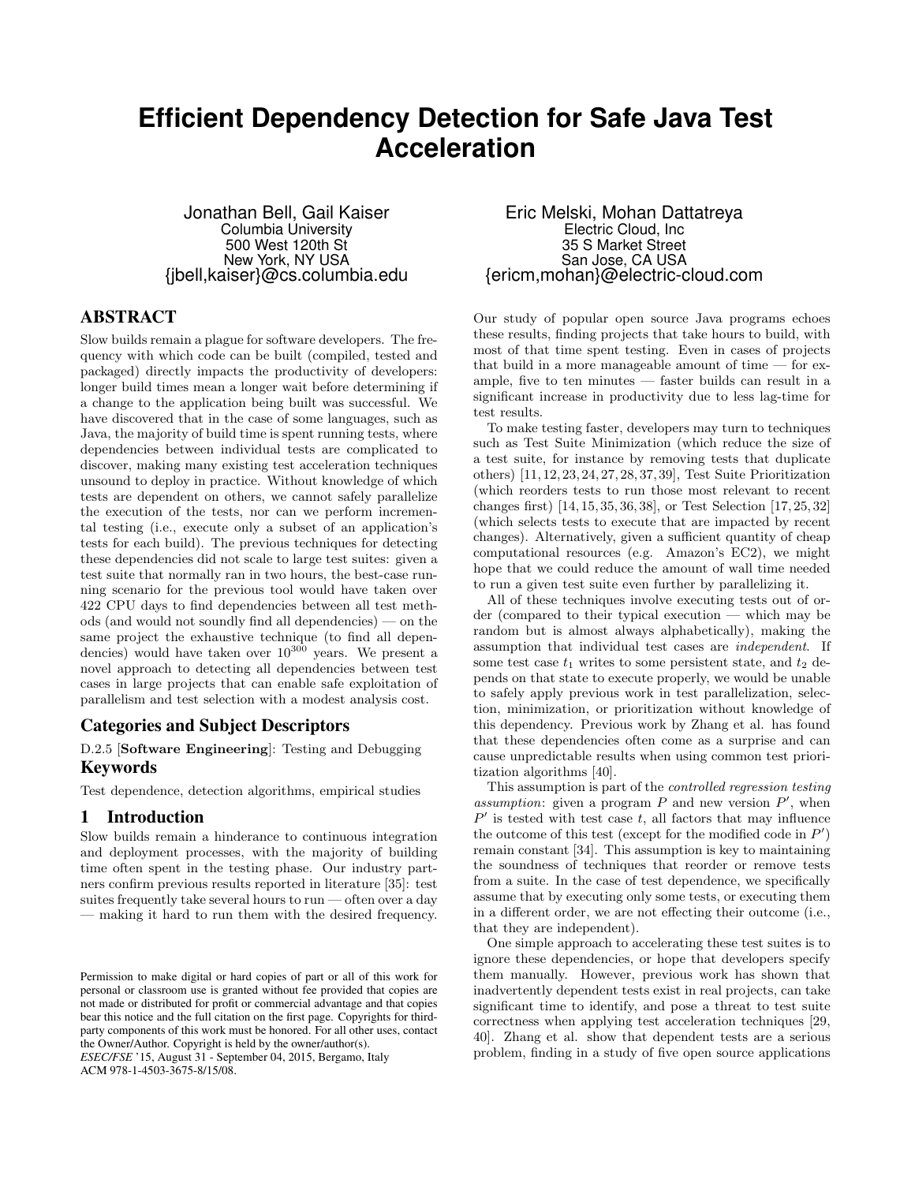# Efficient Dependency Detection for Safe Java Test Acceleration

Jonathan Bell, Gail Kaiser
Columbia University
500 West 120th St
New York, NY USA
{jbell,kaiser}@cs.columbia.edu

Eric Melski, Mohan Dattatreya
Electric Cloud, Inc
35 S Market Street
San Jose, CA USA
{ericm,mohan}@electric-cloud.com

## ABSTRACT

Slow builds remain a plague for software developers. The frequency with which code can be built (compiled, tested and packaged) directly impacts the productivity of developers: longer build times mean a longer wait before determining if a change to the application being built was successful. We have discovered that in the case of some languages, such as Java, the majority of build time is spent running tests, where dependencies between individual tests are complicated to discover, making many existing test acceleration techniques unsound to deploy in practice. Without knowledge of which tests are dependent on others, we cannot safely parallelize the execution of the tests, nor can we perform incremental testing (i.e., execute only a subset of an application's tests for each build). The previous techniques for detecting these dependencies did not scale to large test suites: given a test suite that normally ran in two hours, the best-case running scenario for the previous tool would have taken over 422 CPU days to find dependencies between all test methods (and would not soundly find all dependencies) — on the same project the exhaustive technique (to find all dependencies) would have taken over $10^{300}$ years. We present a novel approach to detecting all dependencies between test cases in large projects that can enable safe exploitation of parallelism and test selection with a modest analysis cost.

### Categories and Subject Descriptors

D.2.5 [**Software Engineering**]: Testing and Debugging

### Keywords

Test dependence, detection algorithms, empirical studies

## 1 Introduction

Slow builds remain a hinderance to continuous integration and deployment processes, with the majority of building time often spent in the testing phase. Our industry partners confirm previous results reported in literature [35]: test suites frequently take several hours to run — often over a day — making it hard to run them with the desired frequency.

Permission to make digital or hard copies of part or all of this work for personal or classroom use is granted without fee provided that copies are not made or distributed for profit or commercial advantage and that copies bear this notice and the full citation on the first page. Copyrights for third-party components of this work must be honored. For all other uses, contact the Owner/Author. Copyright is held by the owner/author(s).
*ESEC/FSE* '15, August 31 - September 04, 2015, Bergamo, Italy
ACM 978-1-4503-3675-8/15/08.

Our study of popular open source Java programs echoes these results, finding projects that take hours to build, with most of that time spent testing. Even in cases of projects that build in a more manageable amount of time — for example, five to ten minutes — faster builds can result in a significant increase in productivity due to less lag-time for test results.

To make testing faster, developers may turn to techniques such as Test Suite Minimization (which reduce the size of a test suite, for instance by removing tests that duplicate others) [11, 12, 23, 24, 27, 28, 37, 39], Test Suite Prioritization (which reorders tests to run those most relevant to recent changes first) [14, 15, 35, 36, 38], or Test Selection [17, 25, 32] (which selects tests to execute that are impacted by recent changes). Alternatively, given a sufficient quantity of cheap computational resources (e.g. Amazon's EC2), we might hope that we could reduce the amount of wall time needed to run a given test suite even further by parallelizing it.

All of these techniques involve executing tests out of order (compared to their typical execution — which may be random but is almost always alphabetically), making the assumption that individual test cases are *independent*. If some test case $t_1$ writes to some persistent state, and $t_2$ depends on that state to execute properly, we would be unable to safely apply previous work in test parallelization, selection, minimization, or prioritization without knowledge of this dependency. Previous work by Zhang et al. has found that these dependencies often come as a surprise and can cause unpredictable results when using common test prioritization algorithms [40].

This assumption is part of the *controlled regression testing assumption*: given a program $P$ and new version $P'$, when $P'$ is tested with test case $t$, all factors that may influence the outcome of this test (except for the modified code in $P'$) remain constant [34]. This assumption is key to maintaining the soundness of techniques that reorder or remove tests from a suite. In the case of test dependence, we specifically assume that by executing only some tests, or executing them in a different order, we are not effecting their outcome (i.e., that they are independent).

One simple approach to accelerating these test suites is to ignore these dependencies, or hope that developers specify them manually. However, previous work has shown that inadvertently dependent tests exist in real projects, can take significant time to identify, and pose a threat to test suite correctness when applying test acceleration techniques [29, 40]. Zhang et al. show that dependent tests are a serious problem, finding in a study of five open source applications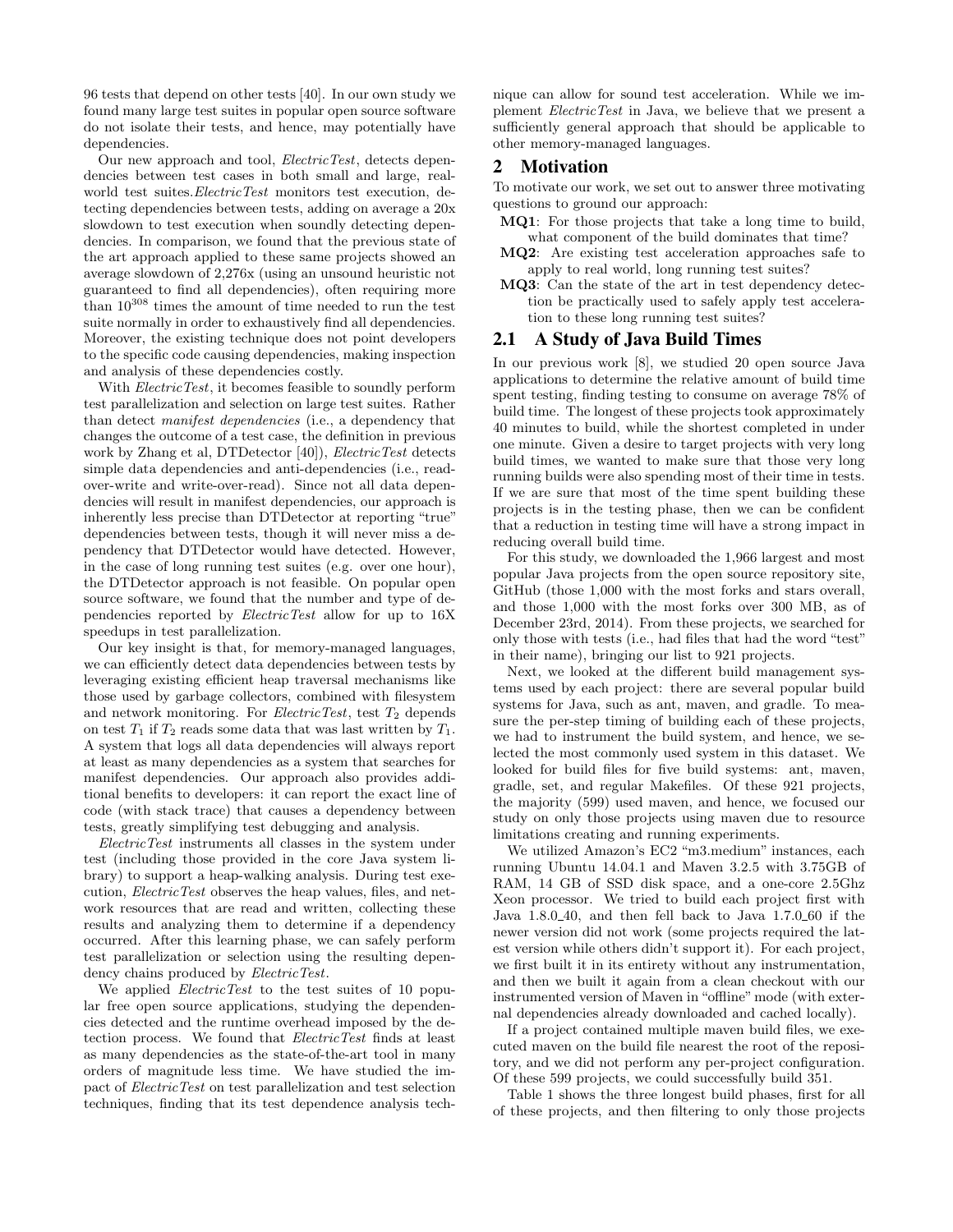96 tests that depend on other tests [40]. In our own study we found many large test suites in popular open source software do not isolate their tests, and hence, may potentially have dependencies.

Our new approach and tool, *ElectricTest*, detects dependencies between test cases in both small and large, real-world test suites.*ElectricTest* monitors test execution, detecting dependencies between tests, adding on average a 20x slowdown to test execution when soundly detecting dependencies. In comparison, we found that the previous state of the art approach applied to these same projects showed an average slowdown of 2,276x (using an unsound heuristic not guaranteed to find all dependencies), often requiring more than $10^{308}$ times the amount of time needed to run the test suite normally in order to exhaustively find all dependencies. Moreover, the existing technique does not point developers to the specific code causing dependencies, making inspection and analysis of these dependencies costly.

With *ElectricTest*, it becomes feasible to soundly perform test parallelization and selection on large test suites. Rather than detect *manifest dependencies* (i.e., a dependency that changes the outcome of a test case, the definition in previous work by Zhang et al, DTDetector [40]), *ElectricTest* detects simple data dependencies and anti-dependencies (i.e., read-over-write and write-over-read). Since not all data dependencies will result in manifest dependencies, our approach is inherently less precise than DTDetector at reporting "true" dependencies between tests, though it will never miss a dependency that DTDetector would have detected. However, in the case of long running test suites (e.g. over one hour), the DTDetector approach is not feasible. On popular open source software, we found that the number and type of dependencies reported by *ElectricTest* allow for up to 16X speedups in test parallelization.

Our key insight is that, for memory-managed languages, we can efficiently detect data dependencies between tests by leveraging existing efficient heap traversal mechanisms like those used by garbage collectors, combined with filesystem and network monitoring. For *ElectricTest*, test $T_2$ depends on test $T_1$ if $T_2$ reads some data that was last written by $T_1$. A system that logs all data dependencies will always report at least as many dependencies as a system that searches for manifest dependencies. Our approach also provides additional benefits to developers: it can report the exact line of code (with stack trace) that causes a dependency between tests, greatly simplifying test debugging and analysis.

*ElectricTest* instruments all classes in the system under test (including those provided in the core Java system library) to support a heap-walking analysis. During test execution, *ElectricTest* observes the heap values, files, and network resources that are read and written, collecting these results and analyzing them to determine if a dependency occurred. After this learning phase, we can safely perform test parallelization or selection using the resulting dependency chains produced by *ElectricTest*.

We applied *ElectricTest* to the test suites of 10 popular free open source applications, studying the dependencies detected and the runtime overhead imposed by the detection process. We found that *ElectricTest* finds at least as many dependencies as the state-of-the-art tool in many orders of magnitude less time. We have studied the impact of *ElectricTest* on test parallelization and test selection techniques, finding that its test dependence analysis technique can allow for sound test acceleration. While we implement *ElectricTest* in Java, we believe that we present a sufficiently general approach that should be applicable to other memory-managed languages.

## 2 Motivation

To motivate our work, we set out to answer three motivating questions to ground our approach:

- **MQ1**: For those projects that take a long time to build, what component of the build dominates that time?
- **MQ2**: Are existing test acceleration approaches safe to apply to real world, long running test suites?
- **MQ3**: Can the state of the art in test dependency detection be practically used to safely apply test acceleration to these long running test suites?

## 2.1 A Study of Java Build Times

In our previous work [8], we studied 20 open source Java applications to determine the relative amount of build time spent testing, finding testing to consume on average 78% of build time. The longest of these projects took approximately 40 minutes to build, while the shortest completed in under one minute. Given a desire to target projects with very long build times, we wanted to make sure that those very long running builds were also spending most of their time in tests. If we are sure that most of the time spent building these projects is in the testing phase, then we can be confident that a reduction in testing time will have a strong impact in reducing overall build time.

For this study, we downloaded the 1,966 largest and most popular Java projects from the open source repository site, GitHub (those 1,000 with the most forks and stars overall, and those 1,000 with the most forks over 300 MB, as of December 23rd, 2014). From these projects, we searched for only those with tests (i.e., had files that had the word "test" in their name), bringing our list to 921 projects.

Next, we looked at the different build management systems used by each project: there are several popular build systems for Java, such as ant, maven, and gradle. To measure the per-step timing of building each of these projects, we had to instrument the build system, and hence, we selected the most commonly used system in this dataset. We looked for build files for five build systems: ant, maven, gradle, set, and regular Makefiles. Of these 921 projects, the majority (599) used maven, and hence, we focused our study on only those projects using maven due to resource limitations creating and running experiments.

We utilized Amazon's EC2 "m3.medium" instances, each running Ubuntu 14.04.1 and Maven 3.2.5 with 3.75GB of RAM, 14 GB of SSD disk space, and a one-core 2.5Ghz Xeon processor. We tried to build each project first with Java 1.8.0_40, and then fell back to Java 1.7.0_60 if the newer version did not work (some projects required the latest version while others didn't support it). For each project, we first built it in its entirety without any instrumentation, and then we built it again from a clean checkout with our instrumented version of Maven in "offline" mode (with external dependencies already downloaded and cached locally).

If a project contained multiple maven build files, we executed maven on the build file nearest the root of the repository, and we did not perform any per-project configuration. Of these 599 projects, we could successfully build 351.

Table 1 shows the three longest build phases, first for all of these projects, and then filtering to only those projects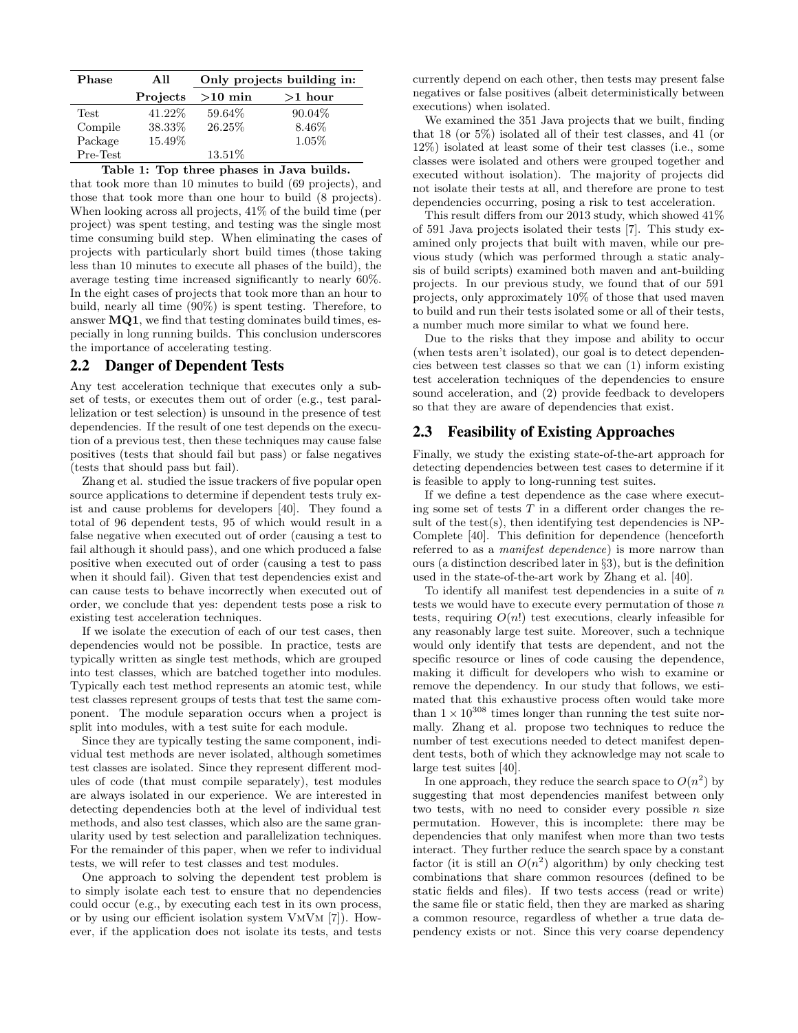| Phase | All | Only projects building in: | |
|---|---|---|---|
| | Projects | >10 min | >1 hour |
| Test | 41.22% | 59.64% | 90.04% |
| Compile | 38.33% | 26.25% | 8.46% |
| Package | 15.49% | | 1.05% |
| Pre-Test | | 13.51% | |

**Table 1: Top three phases in Java builds.**

that took more than 10 minutes to build (69 projects), and those that took more than one hour to build (8 projects). When looking across all projects, 41% of the build time (per project) was spent testing, and testing was the single most time consuming build step. When eliminating the cases of projects with particularly short build times (those taking less than 10 minutes to execute all phases of the build), the average testing time increased significantly to nearly 60%. In the eight cases of projects that took more than an hour to build, nearly all time (90%) is spent testing. Therefore, to answer **MQ1**, we find that testing dominates build times, especially in long running builds. This conclusion underscores the importance of accelerating testing.

## 2.2 Danger of Dependent Tests

Any test acceleration technique that executes only a subset of tests, or executes them out of order (e.g., test parallelization or test selection) is unsound in the presence of test dependencies. If the result of one test depends on the execution of a previous test, then these techniques may cause false positives (tests that should fail but pass) or false negatives (tests that should pass but fail).

Zhang et al. studied the issue trackers of five popular open source applications to determine if dependent tests truly exist and cause problems for developers [40]. They found a total of 96 dependent tests, 95 of which would result in a false negative when executed out of order (causing a test to fail although it should pass), and one which produced a false positive when executed out of order (causing a test to pass when it should fail). Given that test dependencies exist and can cause tests to behave incorrectly when executed out of order, we conclude that yes: dependent tests pose a risk to existing test acceleration techniques.

If we isolate the execution of each of our test cases, then dependencies would not be possible. In practice, tests are typically written as single test methods, which are grouped into test classes, which are batched together into modules. Typically each test method represents an atomic test, while test classes represent groups of tests that test the same component. The module separation occurs when a project is split into modules, with a test suite for each module.

Since they are typically testing the same component, individual test methods are never isolated, although sometimes test classes are isolated. Since they represent different modules of code (that must compile separately), test modules are always isolated in our experience. We are interested in detecting dependencies both at the level of individual test methods, and also test classes, which also are the same granularity used by test selection and parallelization techniques. For the remainder of this paper, when we refer to individual tests, we will refer to test classes and test modules.

One approach to solving the dependent test problem is to simply isolate each test to ensure that no dependencies could occur (e.g., by executing each test in its own process, or by using our efficient isolation system VmVm [7]). However, if the application does not isolate its tests, and tests currently depend on each other, then tests may present false negatives or false positives (albeit deterministically between executions) when isolated.

We examined the 351 Java projects that we built, finding that 18 (or 5%) isolated all of their test classes, and 41 (or 12%) isolated at least some of their test classes (i.e., some classes were isolated and others were grouped together and executed without isolation). The majority of projects did not isolate their tests at all, and therefore are prone to test dependencies occurring, posing a risk to test acceleration.

This result differs from our 2013 study, which showed 41% of 591 Java projects isolated their tests [7]. This study examined only projects that built with maven, while our previous study (which was performed through a static analysis of build scripts) examined both maven and ant-building projects. In our previous study, we found that of our 591 projects, only approximately 10% of those that used maven to build and run their tests isolated some or all of their tests, a number much more similar to what we found here.

Due to the risks that they impose and ability to occur (when tests aren't isolated), our goal is to detect dependencies between test classes so that we can (1) inform existing test acceleration techniques of the dependencies to ensure sound acceleration, and (2) provide feedback to developers so that they are aware of dependencies that exist.

## 2.3 Feasibility of Existing Approaches

Finally, we study the existing state-of-the-art approach for detecting dependencies between test cases to determine if it is feasible to apply to long-running test suites.

If we define a test dependence as the case where executing some set of tests $T$ in a different order changes the result of the test(s), then identifying test dependencies is NP-Complete [40]. This definition for dependence (henceforth referred to as a *manifest dependence*) is more narrow than ours (a distinction described later in §3), but is the definition used in the state-of-the-art work by Zhang et al. [40].

To identify all manifest test dependencies in a suite of $n$ tests we would have to execute every permutation of those $n$ tests, requiring $O(n!)$ test executions, clearly infeasible for any reasonably large test suite. Moreover, such a technique would only identify that tests are dependent, and not the specific resource or lines of code causing the dependence, making it difficult for developers who wish to examine or remove the dependency. In our study that follows, we estimated that this exhaustive process often would take more than $1 \times 10^{308}$ times longer than running the test suite normally. Zhang et al. propose two techniques to reduce the number of test executions needed to detect manifest dependent tests, both of which they acknowledge may not scale to large test suites [40].

In one approach, they reduce the search space to $O(n^2)$ by suggesting that most dependencies manifest between only two tests, with no need to consider every possible $n$ size permutation. However, this is incomplete: there may be dependencies that only manifest when more than two tests interact. They further reduce the search space by a constant factor (it is still an $O(n^2)$ algorithm) by only checking test combinations that share common resources (defined to be static fields and files). If two tests access (read or write) the same file or static field, then they are marked as sharing a common resource, regardless of whether a true data dependency exists or not. Since this very coarse dependency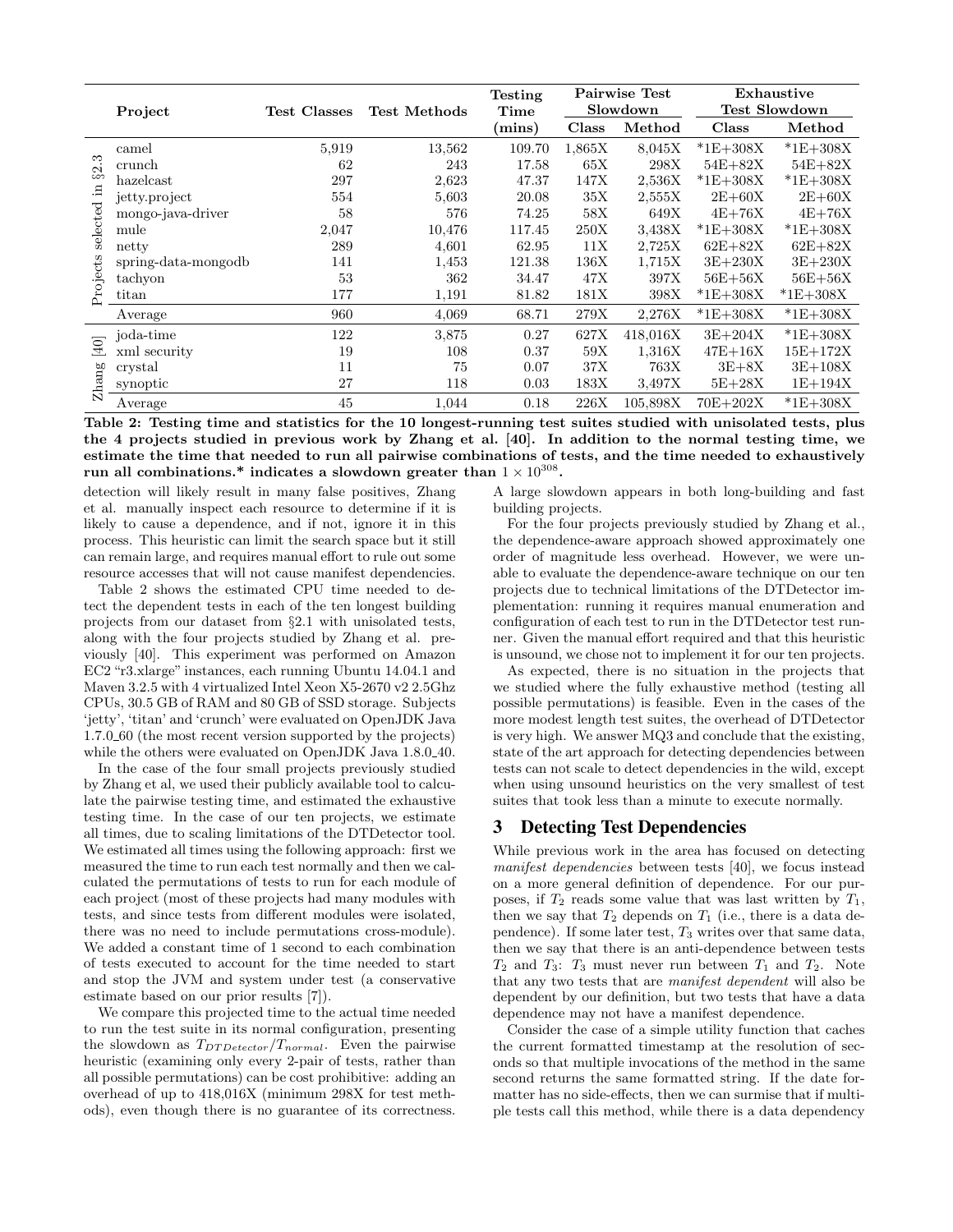| | Project | Test Classes | Test Methods | Testing Time (mins) | Pairwise Test Slowdown | | Exhaustive Test Slowdown | |
|---|---|---|---|---|---|---|---|---|
| | | | | | Class | Method | Class | Method |
| Projects selected in §2.3 | camel | 5,919 | 13,562 | 109.70 | 1,865X | 8,045X | *1E+308X | *1E+308X |
| | crunch | 62 | 243 | 17.58 | 65X | 298X | 54E+82X | 54E+82X |
| | hazelcast | 297 | 2,623 | 47.37 | 147X | 2,536X | *1E+308X | *1E+308X |
| | jetty.project | 554 | 5,603 | 20.08 | 35X | 2,555X | 2E+60X | 2E+60X |
| | mongo-java-driver | 58 | 576 | 74.25 | 58X | 649X | 4E+76X | 4E+76X |
| | mule | 2,047 | 10,476 | 117.45 | 250X | 3,438X | *1E+308X | *1E+308X |
| | netty | 289 | 4,601 | 62.95 | 11X | 2,725X | 62E+82X | 62E+82X |
| | spring-data-mongodb | 141 | 1,453 | 121.38 | 136X | 1,715X | 3E+230X | 3E+230X |
| | tachyon | 53 | 362 | 34.47 | 47X | 397X | 56E+56X | 56E+56X |
| | titan | 177 | 1,191 | 81.82 | 181X | 398X | *1E+308X | *1E+308X |
| | Average | 960 | 4,069 | 68.71 | 279X | 2,276X | *1E+308X | *1E+308X |
| Zhang [40] | joda-time | 122 | 3,875 | 0.27 | 627X | 418,016X | 3E+204X | *1E+308X |
| | xml security | 19 | 108 | 0.37 | 59X | 1,316X | 47E+16X | 15E+172X |
| | crystal | 11 | 75 | 0.07 | 37X | 763X | 3E+8X | 3E+108X |
| | synoptic | 27 | 118 | 0.03 | 183X | 3,497X | 5E+28X | 1E+194X |
| | Average | 45 | 1,044 | 0.18 | 226X | 105,898X | 70E+202X | *1E+308X |

**Table 2: Testing time and statistics for the 10 longest-running test suites studied with unisolated tests, plus the 4 projects studied in previous work by Zhang et al. [40]. In addition to the normal testing time, we estimate the time that needed to run all pairwise combinations of tests, and the time needed to exhaustively run all combinations.* indicates a slowdown greater than $1 \times 10^{308}$.**

detection will likely result in many false positives, Zhang et al. manually inspect each resource to determine if it is likely to cause a dependence, and if not, ignore it in this process. This heuristic can limit the search space but it still can remain large, and requires manual effort to rule out some resource accesses that will not cause manifest dependencies.

Table 2 shows the estimated CPU time needed to detect the dependent tests in each of the ten longest building projects from our dataset from §2.1 with unisolated tests, along with the four projects studied by Zhang et al. previously [40]. This experiment was performed on Amazon EC2 "r3.xlarge" instances, each running Ubuntu 14.04.1 and Maven 3.2.5 with 4 virtualized Intel Xeon X5-2670 v2 2.5Ghz CPUs, 30.5 GB of RAM and 80 GB of SSD storage. Subjects 'jetty', 'titan' and 'crunch' were evaluated on OpenJDK Java 1.7.0_60 (the most recent version supported by the projects) while the others were evaluated on OpenJDK Java 1.8.0_40.

In the case of the four small projects previously studied by Zhang et al, we used their publicly available tool to calculate the pairwise testing time, and estimated the exhaustive testing time. In the case of our ten projects, we estimate all times, due to scaling limitations of the DTDetector tool. We estimated all times using the following approach: first we measured the time to run each test normally and then we calculated the permutations of tests to run for each module of each project (most of these projects had many modules with tests, and since tests from different modules were isolated, there was no need to include permutations cross-module). We added a constant time of 1 second to each combination of tests executed to account for the time needed to start and stop the JVM and system under test (a conservative estimate based on our prior results [7]).

We compare this projected time to the actual time needed to run the test suite in its normal configuration, presenting the slowdown as $T_{DTDetector}/T_{normal}$. Even the pairwise heuristic (examining only every 2-pair of tests, rather than all possible permutations) can be cost prohibitive: adding an overhead of up to 418,016X (minimum 298X for test methods), even though there is no guarantee of its correctness. A large slowdown appears in both long-building and fast building projects.

For the four projects previously studied by Zhang et al., the dependence-aware approach showed approximately one order of magnitude less overhead. However, we were unable to evaluate the dependence-aware technique on our ten projects due to technical limitations of the DTDetector implementation: running it requires manual enumeration and configuration of each test to run in the DTDetector test runner. Given the manual effort required and that this heuristic is unsound, we chose not to implement it for our ten projects.

As expected, there is no situation in the projects that we studied where the fully exhaustive method (testing all possible permutations) is feasible. Even in the cases of the more modest length test suites, the overhead of DTDetector is very high. We answer MQ3 and conclude that the existing, state of the art approach for detecting dependencies between tests can not scale to detect dependencies in the wild, except when using unsound heuristics on the very smallest of test suites that took less than a minute to execute normally.

## 3 Detecting Test Dependencies

While previous work in the area has focused on detecting *manifest dependencies* between tests [40], we focus instead on a more general definition of dependence. For our purposes, if $T_2$ reads some value that was last written by $T_1$, then we say that $T_2$ depends on $T_1$ (i.e., there is a data dependence). If some later test, $T_3$ writes over that same data, then we say that there is an anti-dependence between tests $T_2$ and $T_3$: $T_3$ must never run between $T_1$ and $T_2$. Note that any two tests that are *manifest dependent* will also be dependent by our definition, but two tests that have a data dependence may not have a manifest dependence.

Consider the case of a simple utility function that caches the current formatted timestamp at the resolution of seconds so that multiple invocations of the method in the same second returns the same formatted string. If the date formatter has no side-effects, then we can surmise that if multiple tests call this method, while there is a data dependency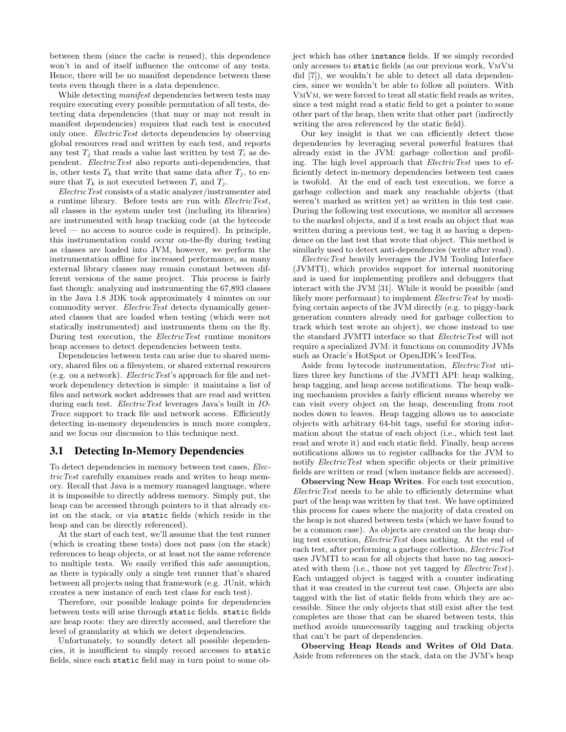between them (since the cache is reused), this dependence won't in and of itself influence the outcome of any tests. Hence, there will be no manifest dependence between these tests even though there is a data dependence.

While detecting *manifest* dependencies between tests may require executing every possible permutation of all tests, detecting data dependencies (that may or may not result in manifest dependencies) requires that each test is executed only once. *ElectricTest* detects dependencies by observing global resources read and written by each test, and reports any test $T_j$ that reads a value last written by test $T_i$ as dependent. *ElectricTest* also reports anti-dependencies, that is, other tests $T_k$ that write that same data after $T_j$, to ensure that $T_k$ is not executed between $T_i$ and $T_j$.

*ElectricTest* consists of a static analyzer/instrumenter and a runtime library. Before tests are run with *ElectricTest*, all classes in the system under test (including its libraries) are instrumented with heap tracking code (at the bytecode level — no access to source code is required). In principle, this instrumentation could occur on-the-fly during testing as classes are loaded into JVM, however, we perform the instrumentation offline for increased performance, as many external library classes may remain constant between different versions of the same project. This process is fairly fast though: analyzing and instrumenting the 67,893 classes in the Java 1.8 JDK took approximately 4 minutes on our commodity server. *ElectricTest* detects dynamically generated classes that are loaded when testing (which were not statically instrumented) and instruments them on the fly. During test execution, the *ElectricTest* runtime monitors heap accesses to detect dependencies between tests.

Dependencies between tests can arise due to shared memory, shared files on a filesystem, or shared external resources (e.g. on a network). *ElectricTest*'s approach for file and network dependency detection is simple: it maintains a list of files and network socket addresses that are read and written during each test. *ElectricTest* leverages Java's built in *IO-Trace* support to track file and network access. Efficiently detecting in-memory dependencies is much more complex, and we focus our discussion to this technique next.

## 3.1 Detecting In-Memory Dependencies

To detect dependencies in memory between test cases, *ElectricTest* carefully examines reads and writes to heap memory. Recall that Java is a memory managed language, where it is impossible to directly address memory. Simply put, the heap can be accessed through pointers to it that already exist on the stack, or via `static` fields (which reside in the heap and can be directly referenced).

At the start of each test, we'll assume that the test runner (which is creating these tests) does not pass (on the stack) references to heap objects, or at least not the same reference to multiple tests. We easily verified this safe assumption, as there is typically only a single test runner that's shared between all projects using that framework (e.g. JUnit, which creates a new instance of each test class for each test).

Therefore, our possible leakage points for dependencies between tests will arise through `static` fields. `static` fields are heap roots: they are directly accessed, and therefore the level of granularity at which we detect dependencies.

Unfortunately, to soundly detect all possible dependencies, it is insufficient to simply record accesses to `static` fields, since each `static` field may in turn point to some object which has other `instance` fields. If we simply recorded only accesses to `static` fields (as our previous work, VmVm did [7]), we wouldn't be able to detect all data dependencies, since we wouldn't be able to follow all pointers. With VmVm, we were forced to treat all static field reads as writes, since a test might read a static field to get a pointer to some other part of the heap, then write that other part (indirectly writing the area referenced by the static field).

Our key insight is that we can efficiently detect these dependencies by leveraging several powerful features that already exist in the JVM: garbage collection and profiling. The high level approach that *ElectricTest* uses to efficiently detect in-memory dependencies between test cases is twofold. At the end of each test execution, we force a garbage collection and mark any reachable objects (that weren't marked as written yet) as written in this test case. During the following test executions, we monitor all accesses to the marked objects, and if a test reads an object that was written during a previous test, we tag it as having a dependence on the last test that wrote that object. This method is similarly used to detect anti-dependencies (write after read).

*ElectricTest* heavily leverages the JVM Tooling Interface (JVMTI), which provides support for internal monitoring and is used for implementing profilers and debuggers that interact with the JVM [31]. While it would be possible (and likely more performant) to implement *ElectricTest* by modifying certain aspects of the JVM directly (e.g. to piggy-back generation counters already used for garbage collection to track which test wrote an object), we chose instead to use the standard JVMTI interface so that *ElectricTest* will not require a specialized JVM: it functions on commodity JVMs such as Oracle's HotSpot or OpenJDK's IcedTea.

Aside from bytecode instrumentation, *ElectricTest* utilizes three key functions of the JVMTI API: heap walking, heap tagging, and heap access notifications. The heap walking mechanism provides a fairly efficient means whereby we can visit every object on the heap, descending from root nodes down to leaves. Heap tagging allows us to associate objects with arbitrary 64-bit tags, useful for storing information about the status of each object (i.e., which test last read and wrote it) and each static field. Finally, heap access notifications allows us to register callbacks for the JVM to notify *ElectricTest* when specific objects or their primitive fields are written or read (when instance fields are accessed).

**Observing New Heap Writes**. For each test execution, *ElectricTest* needs to be able to efficiently determine what part of the heap was written by that test. We have optimized this process for cases where the majority of data created on the heap is not shared between tests (which we have found to be a common case). As objects are created on the heap during test execution, *ElectricTest* does nothing. At the end of each test, after performing a garbage collection, *ElectricTest* uses JVMTI to scan for all objects that have no tag associated with them (i.e., those not yet tagged by *ElectricTest*). Each untagged object is tagged with a counter indicating that it was created in the current test case. Objects are also tagged with the list of static fields from which they are accessible. Since the only objects that still exist after the test completes are those that can be shared between tests, this method avoids unnecessarily tagging and tracking objects that can't be part of dependencies.

**Observing Heap Reads and Writes of Old Data**. Aside from references on the stack, data on the JVM's heap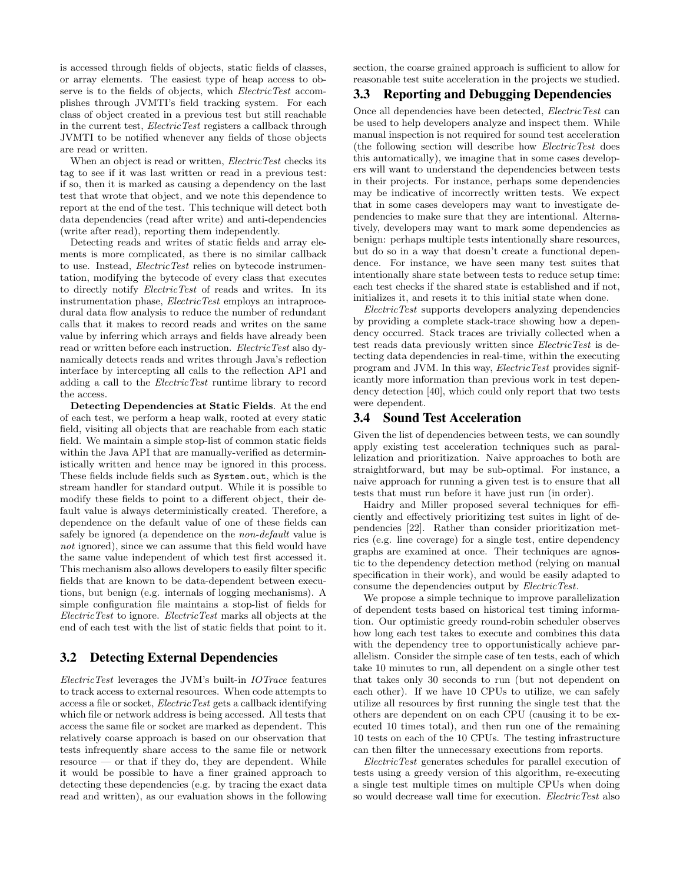is accessed through fields of objects, static fields of classes, or array elements. The easiest type of heap access to observe is to the fields of objects, which *ElectricTest* accomplishes through JVMTI's field tracking system. For each class of object created in a previous test but still reachable in the current test, *ElectricTest* registers a callback through JVMTI to be notified whenever any fields of those objects are read or written.

When an object is read or written, *ElectricTest* checks its tag to see if it was last written or read in a previous test: if so, then it is marked as causing a dependency on the last test that wrote that object, and we note this dependence to report at the end of the test. This technique will detect both data dependencies (read after write) and anti-dependencies (write after read), reporting them independently.

Detecting reads and writes of static fields and array elements is more complicated, as there is no similar callback to use. Instead, *ElectricTest* relies on bytecode instrumentation, modifying the bytecode of every class that executes to directly notify *ElectricTest* of reads and writes. In its instrumentation phase, *ElectricTest* employs an intraprocedural data flow analysis to reduce the number of redundant calls that it makes to record reads and writes on the same value by inferring which arrays and fields have already been read or written before each instruction. *ElectricTest* also dynamically detects reads and writes through Java's reflection interface by intercepting all calls to the reflection API and adding a call to the *ElectricTest* runtime library to record the access.

**Detecting Dependencies at Static Fields**. At the end of each test, we perform a heap walk, rooted at every static field, visiting all objects that are reachable from each static field. We maintain a simple stop-list of common static fields within the Java API that are manually-verified as deterministically written and hence may be ignored in this process. These fields include fields such as `System.out`, which is the stream handler for standard output. While it is possible to modify these fields to point to a different object, their default value is always deterministically created. Therefore, a dependence on the default value of one of these fields can safely be ignored (a dependence on the *non-default* value is *not* ignored), since we can assume that this field would have the same value independent of which test first accessed it. This mechanism also allows developers to easily filter specific fields that are known to be data-dependent between executions, but benign (e.g. internals of logging mechanisms). A simple configuration file maintains a stop-list of fields for *ElectricTest* to ignore. *ElectricTest* marks all objects at the end of each test with the list of static fields that point to it.

## 3.2 Detecting External Dependencies

*ElectricTest* leverages the JVM's built-in *IOTrace* features to track access to external resources. When code attempts to access a file or socket, *ElectricTest* gets a callback identifying which file or network address is being accessed. All tests that access the same file or socket are marked as dependent. This relatively coarse approach is based on our observation that tests infrequently share access to the same file or network resource — or that if they do, they are dependent. While it would be possible to have a finer grained approach to detecting these dependencies (e.g. by tracing the exact data read and written), as our evaluation shows in the following section, the coarse grained approach is sufficient to allow for reasonable test suite acceleration in the projects we studied.

## 3.3 Reporting and Debugging Dependencies

Once all dependencies have been detected, *ElectricTest* can be used to help developers analyze and inspect them. While manual inspection is not required for sound test acceleration (the following section will describe how *ElectricTest* does this automatically), we imagine that in some cases developers will want to understand the dependencies between tests in their projects. For instance, perhaps some dependencies may be indicative of incorrectly written tests. We expect that in some cases developers may want to investigate dependencies to make sure that they are intentional. Alternatively, developers may want to mark some dependencies as benign: perhaps multiple tests intentionally share resources, but do so in a way that doesn't create a functional dependence. For instance, we have seen many test suites that intentionally share state between tests to reduce setup time: each test checks if the shared state is established and if not, initializes it, and resets it to this initial state when done.

*ElectricTest* supports developers analyzing dependencies by providing a complete stack-trace showing how a dependency occurred. Stack traces are trivially collected when a test reads data previously written since *ElectricTest* is detecting data dependencies in real-time, within the executing program and JVM. In this way, *ElectricTest* provides significantly more information than previous work in test dependency detection [40], which could only report that two tests were dependent.

## 3.4 Sound Test Acceleration

Given the list of dependencies between tests, we can soundly apply existing test acceleration techniques such as parallelization and prioritization. Naive approaches to both are straightforward, but may be sub-optimal. For instance, a naive approach for running a given test is to ensure that all tests that must run before it have just run (in order).

Haidry and Miller proposed several techniques for efficiently and effectively prioritizing test suites in light of dependencies [22]. Rather than consider prioritization metrics (e.g. line coverage) for a single test, entire dependency graphs are examined at once. Their techniques are agnostic to the dependency detection method (relying on manual specification in their work), and would be easily adapted to consume the dependencies output by *ElectricTest*.

We propose a simple technique to improve parallelization of dependent tests based on historical test timing information. Our optimistic greedy round-robin scheduler observes how long each test takes to execute and combines this data with the dependency tree to opportunistically achieve parallelism. Consider the simple case of ten tests, each of which take 10 minutes to run, all dependent on a single other test that takes only 30 seconds to run (but not dependent on each other). If we have 10 CPUs to utilize, we can safely utilize all resources by first running the single test that the others are dependent on on each CPU (causing it to be executed 10 times total), and then run one of the remaining 10 tests on each of the 10 CPUs. The testing infrastructure can then filter the unnecessary executions from reports.

*ElectricTest* generates schedules for parallel execution of tests using a greedy version of this algorithm, re-executing a single test multiple times on multiple CPUs when doing so would decrease wall time for execution. *ElectricTest* also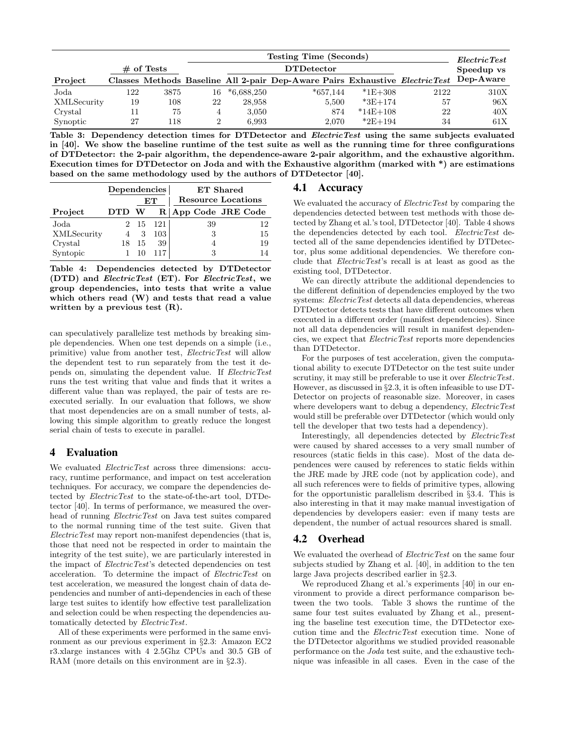| Project | # of Tests | | Testing Time (Seconds) | | | | | *ElectricTest* Speedup vs Dep-Aware |
|---|---|---|---|---|---|---|---|---|
| | | | | DTDetector | | | | |
| | Classes | Methods | Baseline | All 2-pair | Dep-Aware Pairs | Exhaustive | *ElectricTest* | |
| Joda | 122 | 3875 | 16 | *6,688,250 | *657,144 | *1E+308 | 2122 | 310X |
| XMLSecurity | 19 | 108 | 22 | 28,958 | 5,500 | *3E+174 | 57 | 96X |
| Crystal | 11 | 75 | 4 | 3,050 | 874 | *14E+108 | 22 | 40X |
| Synoptic | 27 | 118 | 2 | 6,993 | 2,070 | *2E+194 | 34 | 61X |

**Table 3: Dependency detection times for DTDetector and *ElectricTest* using the same subjects evaluated in [40]. We show the baseline runtime of the test suite as well as the running time for three configurations of DTDetector: the 2-pair algorithm, the dependence-aware 2-pair algorithm, and the exhaustive algorithm. Execution times for DTDetector on Joda and with the Exhaustive algorithm (marked with *) are estimations based on the same methodology used by the authors of DTDetector [40].**

| Project | Dependencies | | | ET Shared Resource Locations | |
|---|---|---|---|---|---|
| | | ET | | | |
| | DTD | W | R | App Code | JRE Code |
| Joda | 2 | 15 | 121 | 39 | 12 |
| XMLSecurity | 4 | 3 | 103 | 3 | 15 |
| Crystal | 18 | 15 | 39 | 4 | 19 |
| Syntopic | 1 | 10 | 117 | 3 | 14 |

**Table 4: Dependencies detected by DTDetector (DTD) and *ElectricTest* (ET). For *ElectricTest*, we group dependencies, into tests that write a value which others read (W) and tests that read a value written by a previous test (R).**

can speculatively parallelize test methods by breaking simple dependencies. When one test depends on a simple (i.e., primitive) value from another test, *ElectricTest* will allow the dependent test to run separately from the test it depends on, simulating the dependent value. If *ElectricTest* runs the test writing that value and finds that it writes a different value than was replayed, the pair of tests are re-executed serially. In our evaluation that follows, we show that most dependencies are on a small number of tests, allowing this simple algorithm to greatly reduce the longest serial chain of tests to execute in parallel.

## 4 Evaluation

We evaluated *ElectricTest* across three dimensions: accuracy, runtime performance, and impact on test acceleration techniques. For accuracy, we compare the dependencies detected by *ElectricTest* to the state-of-the-art tool, DTDetector [40]. In terms of performance, we measured the overhead of running *ElectricTest* on Java test suites compared to the normal running time of the test suite. Given that *ElectricTest* may report non-manifest dependencies (that is, those that need not be respected in order to maintain the integrity of the test suite), we are particularly interested in the impact of *ElectricTest*'s detected dependencies on test acceleration. To determine the impact of *ElectricTest* on test acceleration, we measured the longest chain of data dependencies and number of anti-dependencies in each of these large test suites to identify how effective test parallelization and selection could be when respecting the dependencies automatically detected by *ElectricTest*.

All of these experiments were performed in the same environment as our previous experiment in §2.3: Amazon EC2 r3.xlarge instances with 4 2.5Ghz CPUs and 30.5 GB of RAM (more details on this environment are in §2.3).

### 4.1 Accuracy

We evaluated the accuracy of *ElectricTest* by comparing the dependencies detected between test methods with those detected by Zhang et al.'s tool, DTDetector [40]. Table 4 shows the dependencies detected by each tool. *ElectricTest* detected all of the same dependencies identified by DTDetector, plus some additional dependencies. We therefore conclude that *ElectricTest*'s recall is at least as good as the existing tool, DTDetector.

We can directly attribute the additional dependencies to the different definition of dependencies employed by the two systems: *ElectricTest* detects all data dependencies, whereas DTDetector detects tests that have different outcomes when executed in a different order (manifest dependencies). Since not all data dependencies will result in manifest dependencies, we expect that *ElectricTest* reports more dependencies than DTDetector.

For the purposes of test acceleration, given the computational ability to execute DTDetector on the test suite under scrutiny, it may still be preferable to use it over *ElectricTest*. However, as discussed in §2.3, it is often infeasible to use DTDetector on projects of reasonable size. Moreover, in cases where developers want to debug a dependency, *ElectricTest* would still be preferable over DTDetector (which would only tell the developer that two tests had a dependency).

Interestingly, all dependencies detected by *ElectricTest* were caused by shared accesses to a very small number of resources (static fields in this case). Most of the data dependences were caused by references to static fields within the JRE made by JRE code (not by application code), and all such references were to fields of primitive types, allowing for the opportunistic parallelism described in §3.4. This is also interesting in that it may make manual investigation of dependencies by developers easier: even if many tests are dependent, the number of actual resources shared is small.

### 4.2 Overhead

We evaluated the overhead of *ElectricTest* on the same four subjects studied by Zhang et al. [40], in addition to the ten large Java projects described earlier in §2.3.

We reproduced Zhang et al.'s experiments [40] in our environment to provide a direct performance comparison between the two tools. Table 3 shows the runtime of the same four test suites evaluated by Zhang et al., presenting the baseline test execution time, the DTDetector execution time and the *ElectricTest* execution time. None of the DTDetector algorithms we studied provided reasonable performance on the *Joda* test suite, and the exhaustive technique was infeasible in all cases. Even in the case of the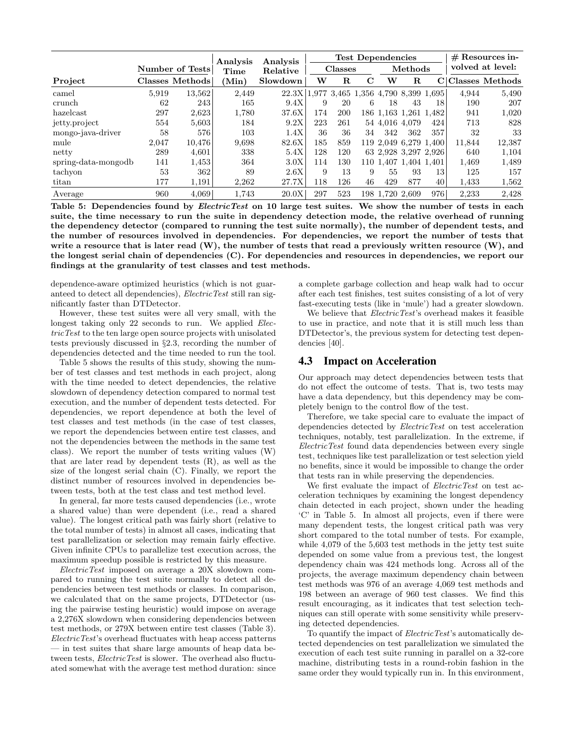| Project | Number of Tests | | Analysis Time | Analysis Relative | Test Dependencies | | | | | | # Resources involved at level: | |
|---|---|---|---|---|---|---|---|---|---|---|---|---|
| | | | | | Classes | | | Methods | | | | |
| | Classes | Methods | (Min) | Slowdown | W | R | C | W | R | C | Classes | Methods |
| camel | 5,919 | 13,562 | 2,449 | 22.3X | 1,977 | 3,465 | 1,356 | 4,790 | 8,399 | 1,695 | 4,944 | 5,490 |
| crunch | 62 | 243 | 165 | 9.4X | 9 | 20 | 6 | 18 | 43 | 18 | 190 | 207 |
| hazelcast | 297 | 2,623 | 1,780 | 37.6X | 174 | 200 | 186 | 1,163 | 1,261 | 1,482 | 941 | 1,020 |
| jetty.project | 554 | 5,603 | 184 | 9.2X | 223 | 261 | 54 | 4,016 | 4,079 | 424 | 713 | 828 |
| mongo-java-driver | 58 | 576 | 103 | 1.4X | 36 | 36 | 34 | 342 | 362 | 357 | 32 | 33 |
| mule | 2,047 | 10,476 | 9,698 | 82.6X | 185 | 859 | 119 | 2,049 | 6,279 | 1,400 | 11,844 | 12,387 |
| netty | 289 | 4,601 | 338 | 5.4X | 128 | 120 | 63 | 2,928 | 3,297 | 2,926 | 640 | 1,104 |
| spring-data-mongodb | 141 | 1,453 | 364 | 3.0X | 114 | 130 | 110 | 1,407 | 1,404 | 1,401 | 1,469 | 1,489 |
| tachyon | 53 | 362 | 89 | 2.6X | 9 | 13 | 9 | 55 | 93 | 13 | 125 | 157 |
| titan | 177 | 1,191 | 2,262 | 27.7X | 118 | 126 | 46 | 429 | 877 | 40 | 1,433 | 1,562 |
| Average | 960 | 4,069 | 1,743 | 20.0X | 297 | 523 | 198 | 1,720 | 2,609 | 976 | 2,233 | 2,428 |

**Table 5: Dependencies found by *ElectricTest* on 10 large test suites. We show the number of tests in each suite, the time necessary to run the suite in dependency detection mode, the relative overhead of running the dependency detector (compared to running the test suite normally), the number of dependent tests, and the number of resources involved in dependencies. For dependencies, we report the number of tests that write a resource that is later read (W), the number of tests that read a previously written resource (W), and the longest serial chain of dependencies (C). For dependencies and resources in dependencies, we report our findings at the granularity of test classes and test methods.**

dependence-aware optimized heuristics (which is not guaranteed to detect all dependencies), *ElectricTest* still ran significantly faster than DTDetector.

However, these test suites were all very small, with the longest taking only 22 seconds to run. We applied *ElectricTest* to the ten large open source projects with unisolated tests previously discussed in §2.3, recording the number of dependencies detected and the time needed to run the tool.

Table 5 shows the results of this study, showing the number of test classes and test methods in each project, along with the time needed to detect dependencies, the relative slowdown of dependency detection compared to normal test execution, and the number of dependent tests detected. For dependencies, we report dependence at both the level of test classes and test methods (in the case of test classes, we report the dependencies between entire test classes, and not the dependencies between the methods in the same test class). We report the number of tests writing values (W) that are later read by dependent tests (R), as well as the size of the longest serial chain (C). Finally, we report the distinct number of resources involved in dependencies between tests, both at the test class and test method level.

In general, far more tests caused dependencies (i.e., wrote a shared value) than were dependent (i.e., read a shared value). The longest critical path was fairly short (relative to the total number of tests) in almost all cases, indicating that test parallelization or selection may remain fairly effective. Given infinite CPUs to parallelize test execution across, the maximum speedup possible is restricted by this measure.

*ElectricTest* imposed on average a 20X slowdown compared to running the test suite normally to detect all dependencies between test methods or classes. In comparison, we calculated that on the same projects, DTDetector (using the pairwise testing heuristic) would impose on average a 2,276X slowdown when considering dependencies between test methods, or 279X between entire test classes (Table 3). *ElectricTest*'s overhead fluctuates with heap access patterns — in test suites that share large amounts of heap data between tests, *ElectricTest* is slower. The overhead also fluctuated somewhat with the average test method duration: since a complete garbage collection and heap walk had to occur after each test finishes, test suites consisting of a lot of very fast-executing tests (like in 'mule') had a greater slowdown.

We believe that *ElectricTest*'s overhead makes it feasible to use in practice, and note that it is still much less than DTDetector's, the previous system for detecting test dependencies [40].

## 4.3 Impact on Acceleration

Our approach may detect dependencies between tests that do not effect the outcome of tests. That is, two tests may have a data dependency, but this dependency may be completely benign to the control flow of the test.

Therefore, we take special care to evaluate the impact of dependencies detected by *ElectricTest* on test acceleration techniques, notably, test parallelization. In the extreme, if *ElectricTest* found data dependencies between every single test, techniques like test parallelization or test selection yield no benefits, since it would be impossible to change the order that tests ran in while preserving the dependencies.

We first evaluate the impact of *ElectricTest* on test acceleration techniques by examining the longest dependency chain detected in each project, shown under the heading 'C' in Table 5. In almost all projects, even if there were many dependent tests, the longest critical path was very short compared to the total number of tests. For example, while 4,079 of the 5,603 test methods in the jetty test suite depended on some value from a previous test, the longest dependency chain was 424 methods long. Across all of the projects, the average maximum dependency chain between test methods was 976 of an average 4,069 test methods and 198 between an average of 960 test classes. We find this result encouraging, as it indicates that test selection techniques can still operate with some sensitivity while preserving detected dependencies.

To quantify the impact of *ElectricTest*'s automatically detected dependencies on test parallelization we simulated the execution of each test suite running in parallel on a 32-core machine, distributing tests in a round-robin fashion in the same order they would typically run in. In this environment,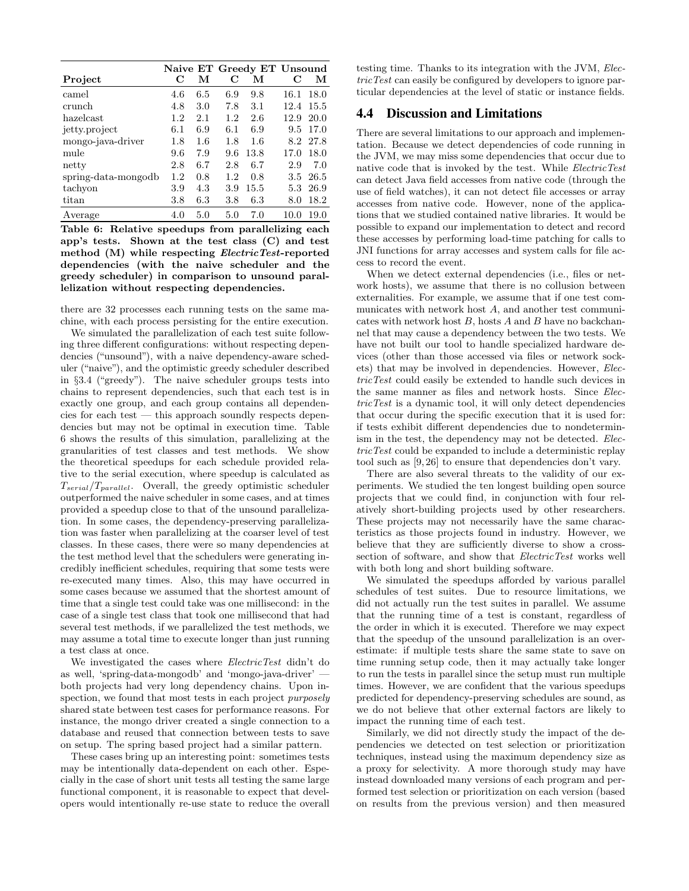| Project | Naive ET | | Greedy ET | | Unsound | |
|---|---|---|---|---|---|---|
| | C | M | C | M | C | M |
| camel | 4.6 | 6.5 | 6.9 | 9.8 | 16.1 | 18.0 |
| crunch | 4.8 | 3.0 | 7.8 | 3.1 | 12.4 | 15.5 |
| hazelcast | 1.2 | 2.1 | 1.2 | 2.6 | 12.9 | 20.0 |
| jetty.project | 6.1 | 6.9 | 6.1 | 6.9 | 9.5 | 17.0 |
| mongo-java-driver | 1.8 | 1.6 | 1.8 | 1.6 | 8.2 | 27.8 |
| mule | 9.6 | 7.9 | 9.6 | 13.8 | 17.0 | 18.0 |
| netty | 2.8 | 6.7 | 2.8 | 6.7 | 2.9 | 7.0 |
| spring-data-mongodb | 1.2 | 0.8 | 1.2 | 0.8 | 3.5 | 26.5 |
| tachyon | 3.9 | 4.3 | 3.9 | 15.5 | 5.3 | 26.9 |
| titan | 3.8 | 6.3 | 3.8 | 6.3 | 8.0 | 18.2 |
| Average | 4.0 | 5.0 | 5.0 | 7.0 | 10.0 | 19.0 |

**Table 6: Relative speedups from parallelizing each app's tests. Shown at the test class (C) and test method (M) while respecting *ElectricTest*-reported dependencies (with the naive scheduler and the greedy scheduler) in comparison to unsound parallelization without respecting dependencies.**

there are 32 processes each running tests on the same machine, with each process persisting for the entire execution.

We simulated the parallelization of each test suite following three different configurations: without respecting dependencies ("unsound"), with a naive dependency-aware scheduler ("naive"), and the optimistic greedy scheduler described in §3.4 ("greedy"). The naive scheduler groups tests into chains to represent dependencies, such that each test is in exactly one group, and each group contains all dependencies for each test — this approach soundly respects dependencies but may not be optimal in execution time. Table 6 shows the results of this simulation, parallelizing at the granularities of test classes and test methods. We show the theoretical speedups for each schedule provided relative to the serial execution, where speedup is calculated as $T_{serial}/T_{parallel}$. Overall, the greedy optimistic scheduler outperformed the naive scheduler in some cases, and at times provided a speedup close to that of the unsound parallelization. In some cases, the dependency-preserving parallelization was faster when parallelizing at the coarser level of test classes. In these cases, there were so many dependencies at the test method level that the schedulers were generating incredibly inefficient schedules, requiring that some tests were re-executed many times. Also, this may have occurred in some cases because we assumed that the shortest amount of time that a single test could take was one millisecond: in the case of a single test class that took one millisecond that had several test methods, if we parallelized the test methods, we may assume a total time to execute longer than just running a test class at once.

We investigated the cases where *ElectricTest* didn't do as well, 'spring-data-mongodb' and 'mongo-java-driver' — both projects had very long dependency chains. Upon inspection, we found that most tests in each project *purposely* shared state between test cases for performance reasons. For instance, the mongo driver created a single connection to a database and reused that connection between tests to save on setup. The spring based project had a similar pattern.

These cases bring up an interesting point: sometimes tests may be intentionally data-dependent on each other. Especially in the case of short unit tests all testing the same large functional component, it is reasonable to expect that developers would intentionally re-use state to reduce the overall testing time. Thanks to its integration with the JVM, *ElectricTest* can easily be configured by developers to ignore particular dependencies at the level of static or instance fields.

## 4.4 Discussion and Limitations

There are several limitations to our approach and implementation. Because we detect dependencies of code running in the JVM, we may miss some dependencies that occur due to native code that is invoked by the test. While *ElectricTest* can detect Java field accesses from native code (through the use of field watches), it can not detect file accesses or array accesses from native code. However, none of the applications that we studied contained native libraries. It would be possible to expand our implementation to detect and record these accesses by performing load-time patching for calls to JNI functions for array accesses and system calls for file access to record the event.

When we detect external dependencies (i.e., files or network hosts), we assume that there is no collusion between externalities. For example, we assume that if one test communicates with network host $A$, and another test communicates with network host $B$, hosts $A$ and $B$ have no backchannel that may cause a dependency between the two tests. We have not built our tool to handle specialized hardware devices (other than those accessed via files or network sockets) that may be involved in dependencies. However, *ElectricTest* could easily be extended to handle such devices in the same manner as files and network hosts. Since *ElectricTest* is a dynamic tool, it will only detect dependencies that occur during the specific execution that it is used for: if tests exhibit different dependencies due to nondeterminism in the test, the dependency may not be detected. *ElectricTest* could be expanded to include a deterministic replay tool such as [9, 26] to ensure that dependencies don't vary.

There are also several threats to the validity of our experiments. We studied the ten longest building open source projects that we could find, in conjunction with four relatively short-building projects used by other researchers. These projects may not necessarily have the same characteristics as those projects found in industry. However, we believe that they are sufficiently diverse to show a cross-section of software, and show that *ElectricTest* works well with both long and short building software.

We simulated the speedups afforded by various parallel schedules of test suites. Due to resource limitations, we did not actually run the test suites in parallel. We assume that the running time of a test is constant, regardless of the order in which it is executed. Therefore we may expect that the speedup of the unsound parallelization is an overestimate: if multiple tests share the same state to save on time running setup code, then it may actually take longer to run the tests in parallel since the setup must run multiple times. However, we are confident that the various speedups predicted for dependency-preserving schedules are sound, as we do not believe that other external factors are likely to impact the running time of each test.

Similarly, we did not directly study the impact of the dependencies we detected on test selection or prioritization techniques, instead using the maximum dependency size as a proxy for selectivity. A more thorough study may have instead downloaded many versions of each program and performed test selection or prioritization on each version (based on results from the previous version) and then measured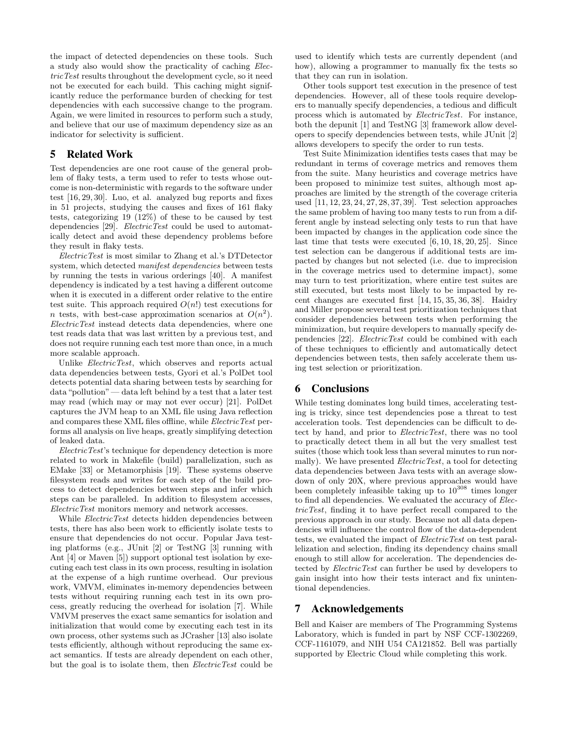the impact of detected dependencies on these tools. Such a study also would show the practicality of caching *ElectricTest* results throughout the development cycle, so it need not be executed for each build. This caching might significantly reduce the performance burden of checking for test dependencies with each successive change to the program. Again, we were limited in resources to perform such a study, and believe that our use of maximum dependency size as an indicator for selectivity is sufficient.

## 5 Related Work

Test dependencies are one root cause of the general problem of flaky tests, a term used to refer to tests whose outcome is non-deterministic with regards to the software under test [16, 29, 30]. Luo, et al. analyzed bug reports and fixes in 51 projects, studying the causes and fixes of 161 flaky tests, categorizing 19 (12%) of these to be caused by test dependencies [29]. *ElectricTest* could be used to automatically detect and avoid these dependency problems before they result in flaky tests.

*ElectricTest* is most similar to Zhang et al.'s DTDetector system, which detected *manifest dependencies* between tests by running the tests in various orderings [40]. A manifest dependency is indicated by a test having a different outcome when it is executed in a different order relative to the entire test suite. This approach required $O(n!)$ test executions for $n$ tests, with best-case approximation scenarios at $O(n^2)$. *ElectricTest* instead detects data dependencies, where one test reads data that was last written by a previous test, and does not require running each test more than once, in a much more scalable approach.

Unlike *ElectricTest*, which observes and reports actual data dependencies between tests, Gyori et al.'s PolDet tool detects potential data sharing between tests by searching for data "pollution" — data left behind by a test that a later test may read (which may or may not ever occur) [21]. PolDet captures the JVM heap to an XML file using Java reflection and compares these XML files offline, while *ElectricTest* performs all analysis on live heaps, greatly simplifying detection of leaked data.

*ElectricTest*'s technique for dependency detection is more related to work in Makefile (build) parallelization, such as EMake [33] or Metamorphisis [19]. These systems observe filesystem reads and writes for each step of the build process to detect dependencies between steps and infer which steps can be paralleled. In addition to filesystem accesses, *ElectricTest* monitors memory and network accesses.

While *ElectricTest* detects hidden dependencies between tests, there has also been work to efficiently isolate tests to ensure that dependencies do not occur. Popular Java testing platforms (e.g., JUnit [2] or TestNG [3] running with Ant [4] or Maven [5]) support optional test isolation by executing each test class in its own process, resulting in isolation at the expense of a high runtime overhead. Our previous work, VMVM, eliminates in-memory dependencies between tests without requiring running each test in its own process, greatly reducing the overhead for isolation [7]. While VMVM preserves the exact same semantics for isolation and initialization that would come by executing each test in its own process, other systems such as JCrasher [13] also isolate tests efficiently, although without reproducing the same exact semantics. If tests are already dependent on each other, but the goal is to isolate them, then *ElectricTest* could be used to identify which tests are currently dependent (and how), allowing a programmer to manually fix the tests so that they can run in isolation.

Other tools support test execution in the presence of test dependencies. However, all of these tools require developers to manually specify dependencies, a tedious and difficult process which is automated by *ElectricTest*. For instance, both the depunit [1] and TestNG [3] framework allow developers to specify dependencies between tests, while JUnit [2] allows developers to specify the order to run tests.

Test Suite Minimization identifies tests cases that may be redundant in terms of coverage metrics and removes them from the suite. Many heuristics and coverage metrics have been proposed to minimize test suites, although most approaches are limited by the strength of the coverage criteria used [11, 12, 23, 24, 27, 28, 37, 39]. Test selection approaches the same problem of having too many tests to run from a different angle by instead selecting only tests to run that have been impacted by changes in the application code since the last time that tests were executed [6, 10, 18, 20, 25]. Since test selection can be dangerous if additional tests are impacted by changes but not selected (i.e. due to imprecision in the coverage metrics used to determine impact), some may turn to test prioritization, where entire test suites are still executed, but tests most likely to be impacted by recent changes are executed first [14, 15, 35, 36, 38]. Haidry and Miller propose several test prioritization techniques that consider dependencies between tests when performing the minimization, but require developers to manually specify dependencies [22]. *ElectricTest* could be combined with each of these techniques to efficiently and automatically detect dependencies between tests, then safely accelerate them using test selection or prioritization.

## 6 Conclusions

While testing dominates long build times, accelerating testing is tricky, since test dependencies pose a threat to test acceleration tools. Test dependencies can be difficult to detect by hand, and prior to *ElectricTest*, there was no tool to practically detect them in all but the very smallest test suites (those which took less than several minutes to run normally). We have presented *ElectricTest*, a tool for detecting data dependencies between Java tests with an average slowdown of only 20X, where previous approaches would have been completely infeasible taking up to $10^{308}$ times longer to find all dependencies. We evaluated the accuracy of *ElectricTest*, finding it to have perfect recall compared to the previous approach in our study. Because not all data dependencies will influence the control flow of the data-dependent tests, we evaluated the impact of *ElectricTest* on test parallelization and selection, finding its dependency chains small enough to still allow for acceleration. The dependencies detected by *ElectricTest* can further be used by developers to gain insight into how their tests interact and fix unintentional dependencies.

## 7 Acknowledgements

Bell and Kaiser are members of The Programming Systems Laboratory, which is funded in part by NSF CCF-1302269, CCF-1161079, and NIH U54 CA121852. Bell was partially supported by Electric Cloud while completing this work.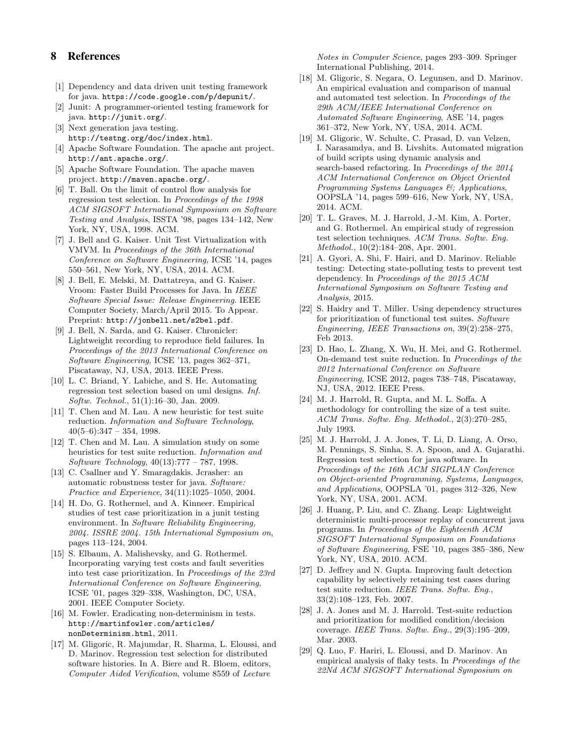## 8 References

[1] Dependency and data driven unit testing framework for java. https://code.google.com/p/depunit/.

[2] Junit: A programmer-oriented testing framework for java. http://junit.org/.

[3] Next generation java testing. http://testng.org/doc/index.html.

[4] Apache Software Foundation. The apache ant project. http://ant.apache.org/.

[5] Apache Software Foundation. The apache maven project. http://maven.apache.org/.

[6] T. Ball. On the limit of control flow analysis for regression test selection. In *Proceedings of the 1998 ACM SIGSOFT International Symposium on Software Testing and Analysis*, ISSTA '98, pages 134–142, New York, NY, USA, 1998. ACM.

[7] J. Bell and G. Kaiser. Unit Test Virtualization with VMVM. In *Proceedings of the 36th International Conference on Software Engineering*, ICSE '14, pages 550–561, New York, NY, USA, 2014. ACM.

[8] J. Bell, E. Melski, M. Dattatreya, and G. Kaiser. Vroom: Faster Build Processes for Java. In *IEEE Software Special Issue: Release Engineering*. IEEE Computer Society, March/April 2015. To Appear. Preprint: http://jonbell.net/s2bel.pdf.

[9] J. Bell, N. Sarda, and G. Kaiser. Chronicler: Lightweight recording to reproduce field failures. In *Proceedings of the 2013 International Conference on Software Engineering*, ICSE '13, pages 362–371, Piscataway, NJ, USA, 2013. IEEE Press.

[10] L. C. Briand, Y. Labiche, and S. He. Automating regression test selection based on uml designs. *Inf. Softw. Technol.*, 51(1):16–30, Jan. 2009.

[11] T. Chen and M. Lau. A new heuristic for test suite reduction. *Information and Software Technology*, 40(5–6):347 – 354, 1998.

[12] T. Chen and M. Lau. A simulation study on some heuristics for test suite reduction. *Information and Software Technology*, 40(13):777 – 787, 1998.

[13] C. Csallner and Y. Smaragdakis. Jcrasher: an automatic robustness tester for java. *Software: Practice and Experience*, 34(11):1025–1050, 2004.

[14] H. Do, G. Rothermel, and A. Kinneer. Empirical studies of test case prioritization in a junit testing environment. In *Software Reliability Engineering, 2004. ISSRE 2004. 15th International Symposium on*, pages 113–124, 2004.

[15] S. Elbaum, A. Malishevsky, and G. Rothermel. Incorporating varying test costs and fault severities into test case prioritization. In *Proceedings of the 23rd International Conference on Software Engineering*, ICSE '01, pages 329–338, Washington, DC, USA, 2001. IEEE Computer Society.

[16] M. Fowler. Eradicating non-determinism in tests. http://martinfowler.com/articles/nonDeterminism.html, 2011.

[17] M. Gligoric, R. Majumdar, R. Sharma, L. Eloussi, and D. Marinov. Regression test selection for distributed software histories. In A. Biere and R. Bloem, editors, *Computer Aided Verification*, volume 8559 of *Lecture Notes in Computer Science*, pages 293–309. Springer International Publishing, 2014.

[18] M. Gligoric, S. Negara, O. Legunsen, and D. Marinov. An empirical evaluation and comparison of manual and automated test selection. In *Proceedings of the 29th ACM/IEEE International Conference on Automated Software Engineering*, ASE '14, pages 361–372, New York, NY, USA, 2014. ACM.

[19] M. Gligoric, W. Schulte, C. Prasad, D. van Velzen, I. Narasamdya, and B. Livshits. Automated migration of build scripts using dynamic analysis and search-based refactoring. In *Proceedings of the 2014 ACM International Conference on Object Oriented Programming Systems Languages &; Applications*, OOPSLA '14, pages 599–616, New York, NY, USA, 2014. ACM.

[20] T. L. Graves, M. J. Harrold, J.-M. Kim, A. Porter, and G. Rothermel. An empirical study of regression test selection techniques. *ACM Trans. Softw. Eng. Methodol.*, 10(2):184–208, Apr. 2001.

[21] A. Gyori, A. Shi, F. Hairi, and D. Marinov. Reliable testing: Detecting state-polluting tests to prevent test dependency. In *Proceedings of the 2015 ACM International Symposium on Software Testing and Analysis*, 2015.

[22] S. Haidry and T. Miller. Using dependency structures for prioritization of functional test suites. *Software Engineering, IEEE Transactions on*, 39(2):258–275, Feb 2013.

[23] D. Hao, L. Zhang, X. Wu, H. Mei, and G. Rothermel. On-demand test suite reduction. In *Proceedings of the 2012 International Conference on Software Engineering*, ICSE 2012, pages 738–748, Piscataway, NJ, USA, 2012. IEEE Press.

[24] M. J. Harrold, R. Gupta, and M. L. Soffa. A methodology for controlling the size of a test suite. *ACM Trans. Softw. Eng. Methodol.*, 2(3):270–285, July 1993.

[25] M. J. Harrold, J. A. Jones, T. Li, D. Liang, A. Orso, M. Pennings, S. Sinha, S. A. Spoon, and A. Gujarathi. Regression test selection for java software. In *Proceedings of the 16th ACM SIGPLAN Conference on Object-oriented Programming, Systems, Languages, and Applications*, OOPSLA '01, pages 312–326, New York, NY, USA, 2001. ACM.

[26] J. Huang, P. Liu, and C. Zhang. Leap: Lightweight deterministic multi-processor replay of concurrent java programs. In *Proceedings of the Eighteenth ACM SIGSOFT International Symposium on Foundations of Software Engineering*, FSE '10, pages 385–386, New York, NY, USA, 2010. ACM.

[27] D. Jeffrey and N. Gupta. Improving fault detection capability by selectively retaining test cases during test suite reduction. *IEEE Trans. Softw. Eng.*, 33(2):108–123, Feb. 2007.

[28] J. A. Jones and M. J. Harrold. Test-suite reduction and prioritization for modified condition/decision coverage. *IEEE Trans. Softw. Eng.*, 29(3):195–209, Mar. 2003.

[29] Q. Luo, F. Hariri, L. Eloussi, and D. Marinov. An empirical analysis of flaky tests. In *Proceedings of the 22Nd ACM SIGSOFT International Symposium on*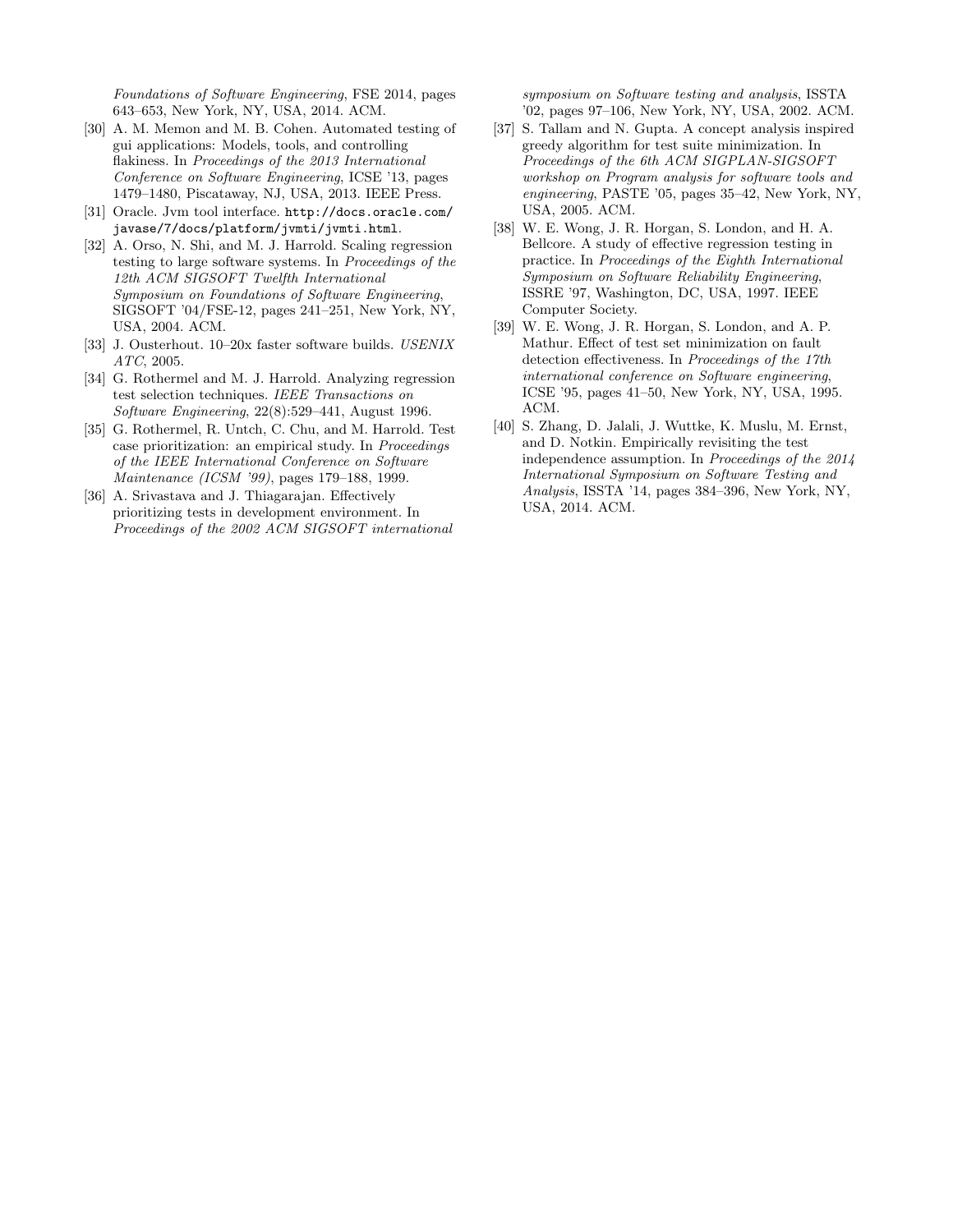Foundations of Software Engineering*, FSE 2014, pages 643–653, New York, NY, USA, 2014. ACM.

[30] A. M. Memon and M. B. Cohen. Automated testing of gui applications: Models, tools, and controlling flakiness. In *Proceedings of the 2013 International Conference on Software Engineering*, ICSE '13, pages 1479–1480, Piscataway, NJ, USA, 2013. IEEE Press.

[31] Oracle. Jvm tool interface. `http://docs.oracle.com/javase/7/docs/platform/jvmti/jvmti.html`.

[32] A. Orso, N. Shi, and M. J. Harrold. Scaling regression testing to large software systems. In *Proceedings of the 12th ACM SIGSOFT Twelfth International Symposium on Foundations of Software Engineering*, SIGSOFT '04/FSE-12, pages 241–251, New York, NY, USA, 2004. ACM.

[33] J. Ousterhout. 10–20x faster software builds. *USENIX ATC*, 2005.

[34] G. Rothermel and M. J. Harrold. Analyzing regression test selection techniques. *IEEE Transactions on Software Engineering*, 22(8):529–441, August 1996.

[35] G. Rothermel, R. Untch, C. Chu, and M. Harrold. Test case prioritization: an empirical study. In *Proceedings of the IEEE International Conference on Software Maintenance (ICSM '99)*, pages 179–188, 1999.

[36] A. Srivastava and J. Thiagarajan. Effectively prioritizing tests in development environment. In *Proceedings of the 2002 ACM SIGSOFT international symposium on Software testing and analysis*, ISSTA '02, pages 97–106, New York, NY, USA, 2002. ACM.

[37] S. Tallam and N. Gupta. A concept analysis inspired greedy algorithm for test suite minimization. In *Proceedings of the 6th ACM SIGPLAN-SIGSOFT workshop on Program analysis for software tools and engineering*, PASTE '05, pages 35–42, New York, NY, USA, 2005. ACM.

[38] W. E. Wong, J. R. Horgan, S. London, and H. A. Bellcore. A study of effective regression testing in practice. In *Proceedings of the Eighth International Symposium on Software Reliability Engineering*, ISSRE '97, Washington, DC, USA, 1997. IEEE Computer Society.

[39] W. E. Wong, J. R. Horgan, S. London, and A. P. Mathur. Effect of test set minimization on fault detection effectiveness. In *Proceedings of the 17th international conference on Software engineering*, ICSE '95, pages 41–50, New York, NY, USA, 1995. ACM.

[40] S. Zhang, D. Jalali, J. Wuttke, K. Muslu, M. Ernst, and D. Notkin. Empirically revisiting the test independence assumption. In *Proceedings of the 2014 International Symposium on Software Testing and Analysis*, ISSTA '14, pages 384–396, New York, NY, USA, 2014. ACM.